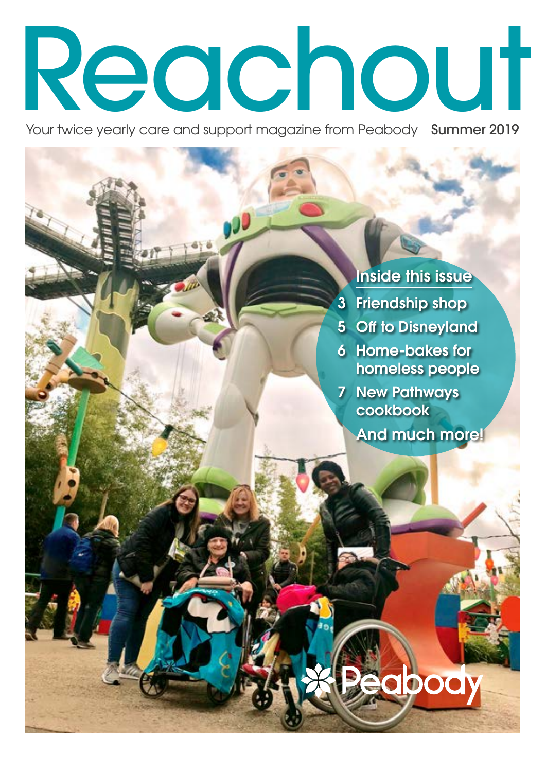# Reachout

Your twice yearly care and support magazine from Peabody Summer 2019

## Inside this issue

- 3 Friendship shop
- 5 Off to Disneyland
- 6 Home-bakes for homeless people
- 7 New Pathways cookbook

And much more!

Peabody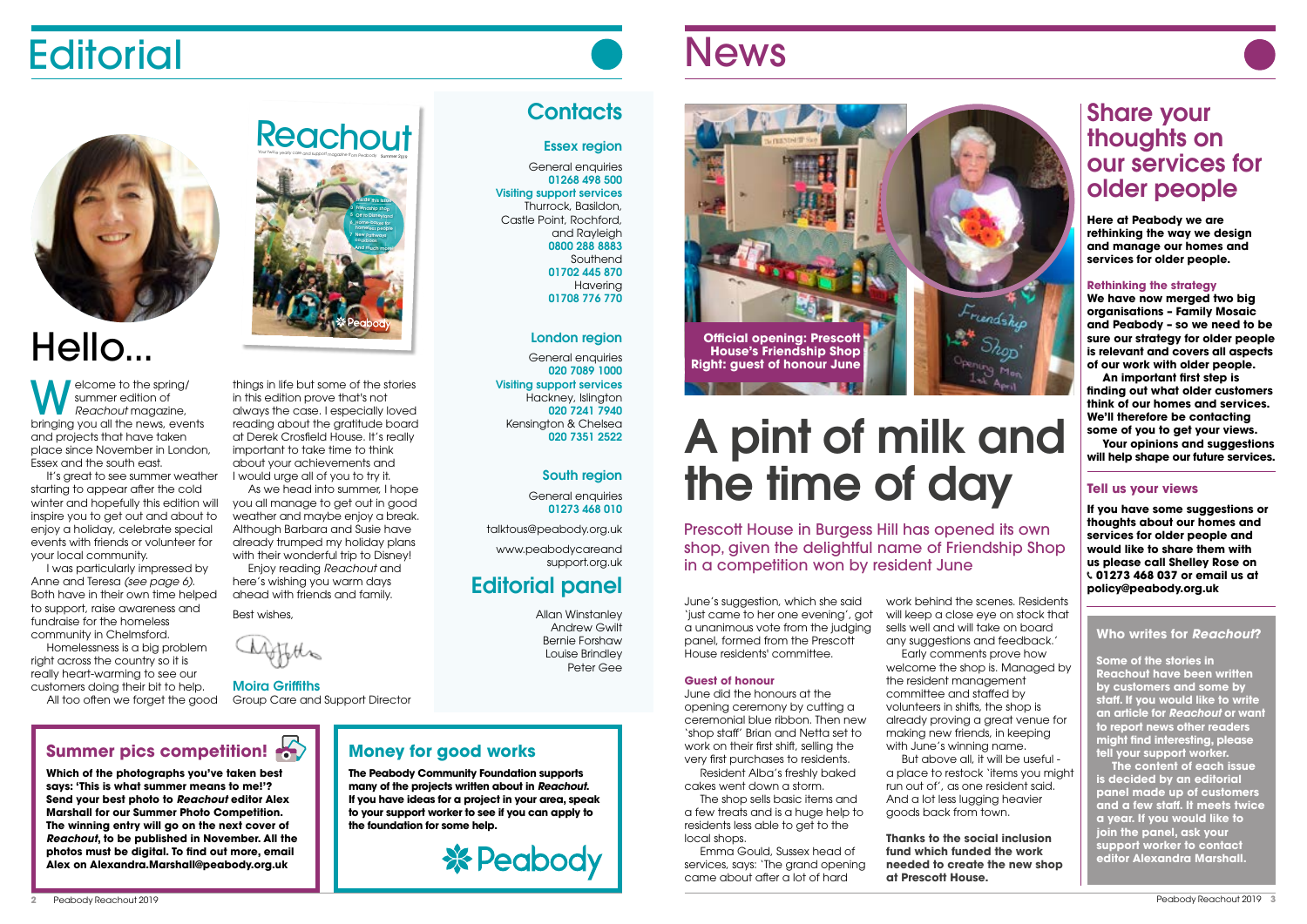# Editorial

## Hello...

Welcome to the spring/summer edition of *Reachout* magazine, bringing you all the news, events and projects that have taken place since November in London, Essex and the south east.

It's great to see summer weather starting to appear after the cold winter and hopefully this edition will inspire you to get out and about to enjoy a holiday, celebrate special events with friends or volunteer for your local community.

I was particularly impressed by Anne and Teresa *(see page 6)*. Both have in their own time helped to support, raise awareness and fundraise for the homeless community in Chelmsford.

Homelessness is a big problem right across the country so it is really heart-warming to see our customers doing their bit to help.

All too often we forget the good things in life but some of the stories in this edition prove that's not always the case. I especially loved reading about the gratitude board at Derek Crosfield House. It's really important to take time to think about your achievements and I would urge all of you to try it.

As we head into summer, I hope you all manage to get out in good weather and maybe enjoy a break. Although Barbara and Susie have already trumped my holiday plans with their wonderful trip to Disney!

Enjoy reading *Reachout* and here's wishing you warm days ahead with friends and family.

Best wishes,

**Moira Griffiths**
Group Care and Support Director

## Contacts

### Essex region

General enquiries
**01268 498 500**

**Visiting support services**
Thurrock, Basildon, Castle Point, Rochford, and Rayleigh
**0800 288 8883**
Southend
**01702 445 870**
Havering
**01708 776 770**

### London region

General enquiries
**020 7089 1000**

**Visiting support services**
Hackney, Islington
**020 7241 7940**
Kensington & Chelsea
**020 7351 2522**

### South region

General enquiries
**01273 468 010**

talktous@peabody.org.uk

www.peabodycareandsupport.org.uk

## Editorial panel

Allan Winstanley
Andrew Gwilt
Bernie Forshaw
Louise Brindley
Peter Gee

## Summer pics competition!

**Which of the photographs you've taken best says: 'This is what summer means to me!'? Send your best photo to *Reachout* editor Alex Marshall for our Summer Photo Competition. The winning entry will go on the next cover of *Reachout*, to be published in November. All the photos must be digital. To find out more, email Alex on Alexandra.Marshall@peabody.org.uk**

## Money for good works

**The Peabody Community Foundation supports many of the projects written about in *Reachout*. If you have ideas for a project in your area, speak to your support worker to see if you can apply to the foundation for some help.**

# News

**Official opening: Prescott House's Friendship Shop**
**Right: guest of honour June**

# A pint of milk and the time of day

Prescott House in Burgess Hill has opened its own shop, given the delightful name of Friendship Shop in a competition won by resident June

June's suggestion, which she said 'just came to her one evening', got a unanimous vote from the judging panel, formed from the Prescott House residents' committee.

### Guest of honour

June did the honours at the opening ceremony by cutting a ceremonial blue ribbon. Then new 'shop staff' Brian and Netta set to work on their first shift, selling the very first purchases to residents.

Resident Alba's freshly baked cakes went down a storm.

The shop sells basic items and a few treats and is a huge help to residents less able to get to the local shops.

Emma Gould, Sussex head of services, says: 'The grand opening came about after a lot of hard work behind the scenes. Residents will keep a close eye on stock that sells well and will take on board any suggestions and feedback.'

Early comments prove how welcome the shop is. Managed by the resident management committee and staffed by volunteers in shifts, the shop is already proving a great venue for making new friends, in keeping with June's winning name.

But above all, it will be useful - a place to restock 'items you might run out of', as one resident said. And a lot less lugging heavier goods back from town.

**Thanks to the social inclusion fund which funded the work needed to create the new shop at Prescott House.**

## Share your thoughts on our services for older people

**Here at Peabody we are rethinking the way we design and manage our homes and services for older people.**

### Rethinking the strategy

**We have now merged two big organisations – Family Mosaic and Peabody – so we need to be sure our strategy for older people is relevant and covers all aspects of our work with older people.**

**An important first step is finding out what older customers think of our homes and services. We'll therefore be contacting some of you to get your views.**

**Your opinions and suggestions will help shape our future services.**

### Tell us your views

**If you have some suggestions or thoughts about our homes and services for older people and would like to share them with us please call Shelley Rose on 01273 468 037 or email us at policy@peabody.org.uk**

### Who writes for *Reachout*?

**Some of the stories in Reachout have been written by customers and some by staff. If you would like to write an article for *Reachout* or want to report news other readers might find interesting, please tell your support worker.**

**The content of each issue is decided by an editorial panel made up of customers and a few staff. It meets twice a year. If you would like to join the panel, ask your support worker to contact editor Alexandra Marshall.**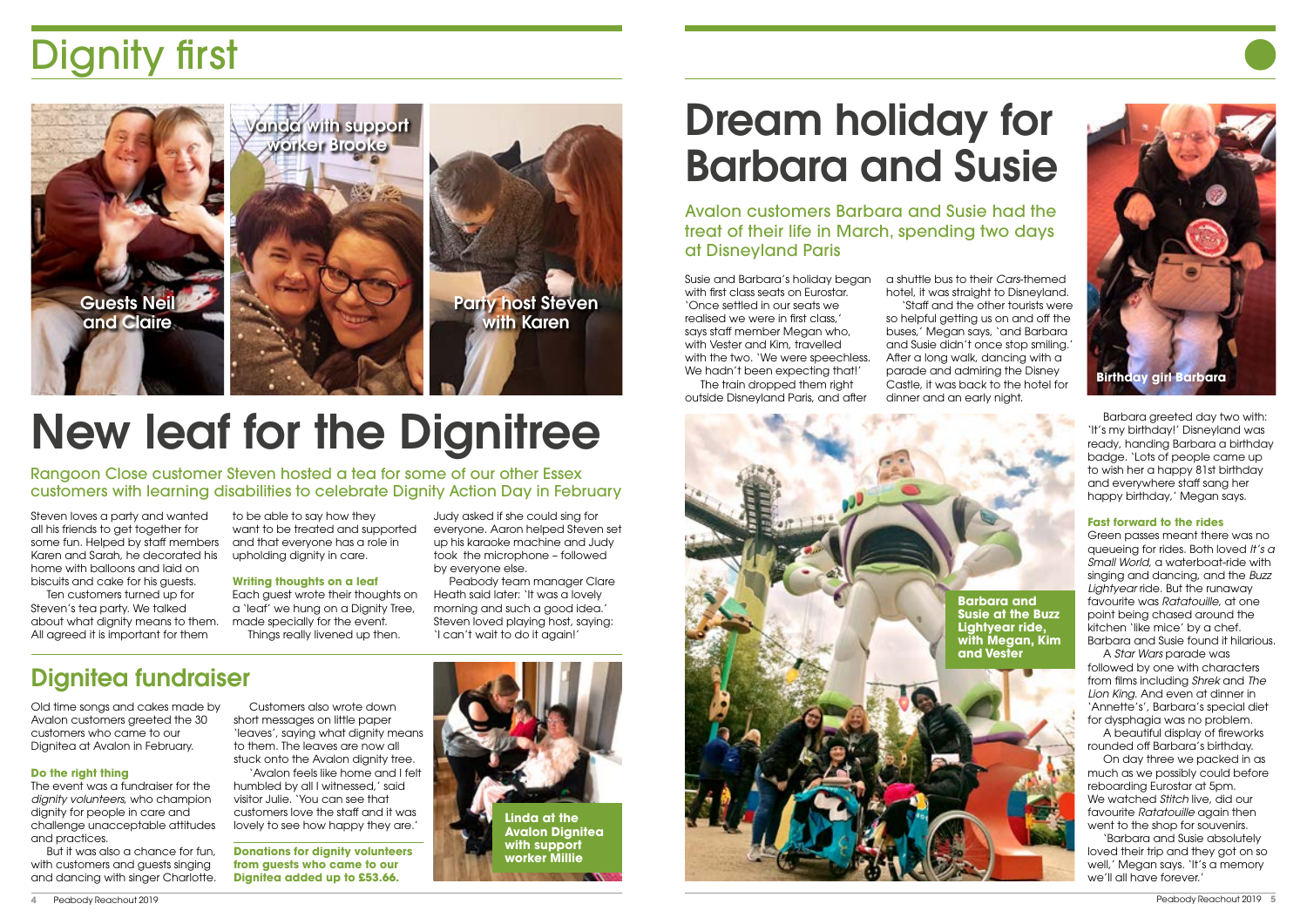# Dignity first

Vanda with support worker Brooke

Guests Neil and Claire

Party host Steven with Karen

## New leaf for the Dignitree

Rangoon Close customer Steven hosted a tea for some of our other Essex customers with learning disabilities to celebrate Dignity Action Day in February

Steven loves a party and wanted all his friends to get together for some fun. Helped by staff members Karen and Sarah, he decorated his home with balloons and laid on biscuits and cake for his guests.

Ten customers turned up for Steven's tea party. We talked about what dignity means to them. All agreed it is important for them to be able to say how they want to be treated and supported and that everyone has a role in upholding dignity in care.

**Writing thoughts on a leaf**

Each guest wrote their thoughts on a 'leaf' we hung on a Dignity Tree, made specially for the event.

Things really livened up then. Judy asked if she could sing for everyone. Aaron helped Steven set up his karaoke machine and Judy took the microphone – followed by everyone else.

Peabody team manager Clare Heath said later: 'It was a lovely morning and such a good idea.' Steven loved playing host, saying: 'I can't wait to do it again!'

## Dignitea fundraiser

Old time songs and cakes made by Avalon customers greeted the 30 customers who came to our Dignitea at Avalon in February.

**Do the right thing**

The event was a fundraiser for the *dignity volunteers*, who champion dignity for people in care and challenge unacceptable attitudes and practices.

But it was also a chance for fun, with customers and guests singing and dancing with singer Charlotte.

Customers also wrote down short messages on little paper 'leaves', saying what dignity means to them. The leaves are now all stuck onto the Avalon dignity tree.

'Avalon feels like home and I felt humbled by all I witnessed,' said visitor Julie. 'You can see that customers love the staff and it was lovely to see how happy they are.'

**Donations for dignity volunteers from guests who came to our Dignitea added up to £53.66.**

Linda at the Avalon Dignitea with support worker Millie

# Dream holiday for Barbara and Susie

Avalon customers Barbara and Susie had the treat of their life in March, spending two days at Disneyland Paris

Susie and Barbara's holiday began with first class seats on Eurostar. 'Once settled in our seats we realised we were in first class,' says staff member Megan who, with Vester and Kim, travelled with the two. 'We were speechless. We hadn't been expecting that!'

The train dropped them right outside Disneyland Paris, and after a shuttle bus to their *Cars*-themed hotel, it was straight to Disneyland.

'Staff and the other tourists were so helpful getting us on and off the buses,' Megan says, 'and Barbara and Susie didn't once stop smiling.' After a long walk, dancing with a parade and admiring the Disney Castle, it was back to the hotel for dinner and an early night.

Birthday girl Barbara

Barbara and Susie at the Buzz Lightyear ride, with Megan, Kim and Vester

Barbara greeted day two with: 'It's my birthday!' Disneyland was ready, handing Barbara a birthday badge. 'Lots of people came up to wish her a happy 81st birthday and everywhere staff sang her happy birthday,' Megan says.

**Fast forward to the rides**

Green passes meant there was no queueing for rides. Both loved *It's a Small World*, a waterboat-ride with singing and dancing, and the *Buzz Lightyear* ride. But the runaway favourite was *Ratatouille*, at one point being chased around the kitchen 'like mice' by a chef. Barbara and Susie found it hilarious.

A *Star Wars* parade was followed by one with characters from films including *Shrek* and *The Lion King*. And even at dinner in 'Annette's', Barbara's special diet for dysphagia was no problem.

A beautiful display of fireworks rounded off Barbara's birthday.

On day three we packed in as much as we possibly could before reboarding Eurostar at 5pm. We watched *Stitch* live, did our favourite *Ratatouille* again then went to the shop for souvenirs.

'Barbara and Susie absolutely loved their trip and they got on so well,' Megan says. 'It's a memory we'll all have forever.'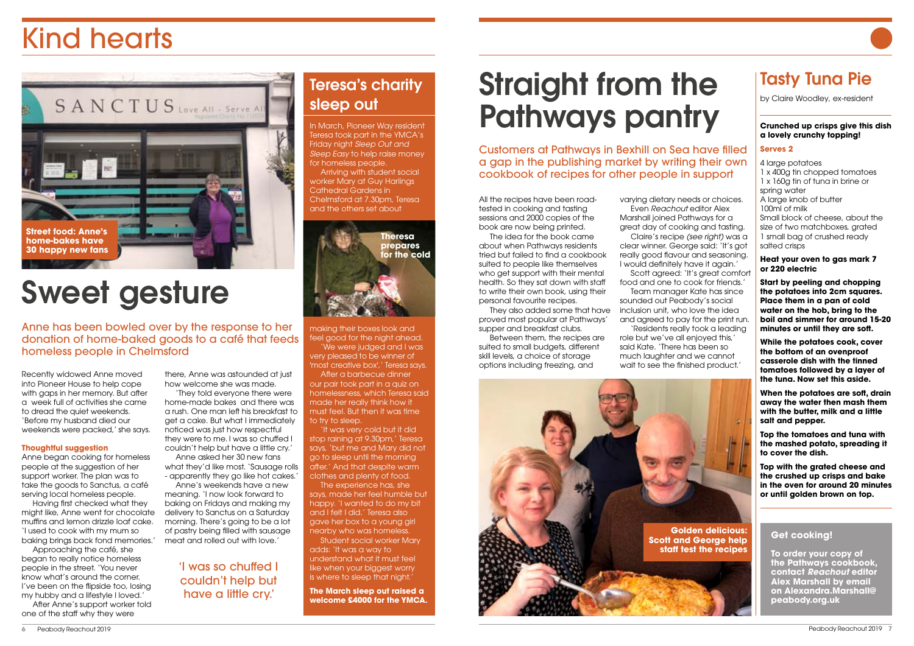# Kind hearts

Street food: Anne's home-bakes have 30 happy new fans

# Sweet gesture

## Anne has been bowled over by the response to her donation of home-baked goods to a café that feeds homeless people in Chelmsford

Recently widowed Anne moved into Pioneer House to help cope with gaps in her memory. But after a week full of activities she came to dread the quiet weekends. 'Before my husband died our weekends were packed,' she says.

### Thoughtful suggestion

Anne began cooking for homeless people at the suggestion of her support worker. The plan was to take the goods to Sanctus, a café serving local homeless people.

Having first checked what they might like, Anne went for chocolate muffins and lemon drizzle loaf cake. 'I used to cook with my mum so baking brings back fond memories.'

Approaching the café, she began to really notice homeless people in the street. 'You never know what's around the corner. I've been on the flipside too, losing my hubby and a lifestyle I loved.'

After Anne's support worker told one of the staff why they were there, Anne was astounded at just how welcome she was made.

'They told everyone there were home-made bakes and there was a rush. One man left his breakfast to get a cake. But what I immediately noticed was just how respectful they were to me. I was so chuffed I couldn't help but have a little cry.'

Anne asked her 30 new fans what they'd like most. 'Sausage rolls - apparently they go like hot cakes.'

Anne's weekends have a new meaning. 'I now look forward to baking on Fridays and making my delivery to Sanctus on a Saturday morning. There's going to be a lot of pastry being filled with sausage meat and rolled out with love.'

> 'I was so chuffed I couldn't help but have a little cry.'

## Teresa's charity sleep out

In March, Pioneer Way resident Teresa took part in the YMCA's Friday night *Sleep Out and Sleep Easy* to help raise money for homeless people.

Arriving with student social worker Mary at Guy Harlings Cathedral Gardens in Chelmsford at 7.30pm, Teresa and the others set about making their boxes look and feel good for the night ahead.

Teresa prepares for the cold

'We were judged and I was very pleased to be winner of 'most creative box',' Teresa says.

After a barbecue dinner our pair took part in a quiz on homelessness, which Teresa said made her really think how it must feel. But then it was time to try to sleep.

'It was very cold but it did stop raining at 9.30pm,' Teresa says, 'but me and Mary did not go to sleep until the morning after.' And that despite warm clothes and plenty of food.

The experience has, she says, made her feel humble but happy. 'I wanted to do my bit and I felt I did.' Teresa also gave her box to a young girl nearby who was homeless.

Student social worker Mary adds: 'It was a way to understand what it must feel like when your biggest worry is where to sleep that night.'

**The March sleep out raised a welcome £4000 for the YMCA.**

# Straight from the Pathways pantry

## Customers at Pathways in Bexhill on Sea have filled a gap in the publishing market by writing their own cookbook of recipes for other people in support

All the recipes have been road-tested in cooking and tasting sessions and 2000 copies of the book are now being printed.

The idea for the book came about when Pathways residents tried but failed to find a cookbook suited to people like themselves who get support with their mental health. So they sat down with staff to write their own book, using their personal favourite recipes.

They also added some that have proved most popular at Pathways' supper and breakfast clubs.

Between them, the recipes are suited to small budgets, different skill levels, a choice of storage options including freezing, and varying dietary needs or choices.

Even *Reachout* editor Alex Marshall joined Pathways for a great day of cooking and tasting.

Claire's recipe *(see right)* was a clear winner. George said: 'It's got really good flavour and seasoning. I would definitely have it again.'

Scott agreed: 'It's great comfort food and one to cook for friends.'

Team manager Kate has since sounded out Peabody's social inclusion unit, who love the idea and agreed to pay for the print run.

'Residents really took a leading role but we've all enjoyed this,' said Kate. 'There has been so much laughter and we cannot wait to see the finished product.'

Golden delicious: Scott and George help staff test the recipes

## Tasty Tuna Pie

by Claire Woodley, ex-resident

**Crunched up crisps give this dish a lovely crunchy topping!**

**Serves 2**

4 large potatoes
1 x 400g tin chopped tomatoes
1 x 160g tin of tuna in brine or spring water
A large knob of butter
100ml of milk
Small block of cheese, about the size of two matchboxes, grated
1 small bag of crushed ready salted crisps

**Heat your oven to gas mark 7 or 220 electric**

**Start by peeling and chopping the potatoes into 2cm squares. Place them in a pan of cold water on the hob, bring to the boil and simmer for around 15-20 minutes or until they are soft.**

**While the potatoes cook, cover the bottom of an ovenproof casserole dish with the tinned tomatoes followed by a layer of the tuna. Now set this aside.**

**When the potatoes are soft, drain away the water then mash them with the butter, milk and a little salt and pepper.**

**Top the tomatoes and tuna with the mashed potato, spreading it to cover the dish.**

**Top with the grated cheese and the crushed up crisps and bake in the oven for around 20 minutes or until golden brown on top.**

### Get cooking!

**To order your copy of the Pathways cookbook, contact *Reachout* editor Alex Marshall by email on Alexandra.Marshall@peabody.org.uk**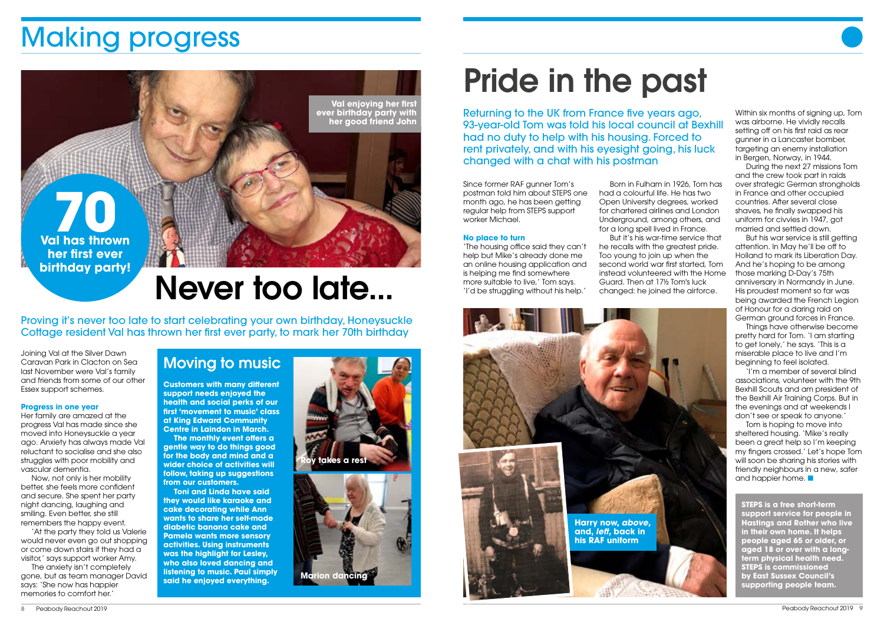# Making progress

Val enjoying her first ever birthday party with her good friend John

**70**

**Val has thrown her first ever birthday party!**

# Never too late...

Proving it's never too late to start celebrating your own birthday, Honeysuckle Cottage resident Val has thrown her first ever party, to mark her 70th birthday

Joining Val at the Silver Dawn Caravan Park in Clacton on Sea last November were Val's family and friends from some of our other Essex support schemes.

### Progress in one year

Her family are amazed at the progress Val has made since she moved into Honeysuckle a year ago. Anxiety has always made Val reluctant to socialise and she also struggles with poor mobility and vascular dementia.

Now, not only is her mobility better, she feels more confident and secure. She spent her party night dancing, laughing and smiling. Even better, she still remembers the happy event.

'At the party they told us Valerie would never even go out shopping or come down stairs if they had a visitor,' says support worker Amy.

The anxiety isn't completely gone, but as team manager David says: 'She now has happier memories to comfort her.'

## Moving to music

**Customers with many different support needs enjoyed the health and social perks of our first 'movement to music' class at King Edward Community Centre in Laindon in March.**

**The monthly event offers a gentle way to do things good for the body and mind and a wider choice of activities will follow, taking up suggestions from our customers.**

**Toni and Linda have said they would like karaoke and cake decorating while Ann wants to share her self-made diabetic banana cake and Pamela wants more sensory activities. Using instruments was the highlight for Lesley, who also loved dancing and listening to music. Paul simply said he enjoyed everything.**

Roy takes a rest

Marion dancing

# Pride in the past

Returning to the UK from France five years ago, 93-year-old Tom was told his local council at Bexhill had no duty to help with his housing. Forced to rent privately, and with his eyesight going, his luck changed with a chat with his postman

Since former RAF gunner Tom's postman told him about STEPS one month ago, he has been getting regular help from STEPS support worker Michael.

### No place to turn

'The housing office said they can't help but Mike's already done me an online housing application and is helping me find somewhere more suitable to live,' Tom says. 'I'd be struggling without his help.'

Born in Fulham in 1926, Tom has had a colourful life. He has two Open University degrees, worked for chartered airlines and London Underground, among others, and for a long spell lived in France.

But it's his war-time service that he recalls with the greatest pride. Too young to join up when the second world war first started, Tom instead volunteered with the Home Guard. Then at 17½ Tom's luck changed: he joined the airforce.

Within six months of signing up, Tom was airborne. He vividly recalls setting off on his first raid as rear gunner in a Lancaster bomber, targeting an enemy installation in Bergen, Norway, in 1944.

During the next 27 missions Tom and the crew took part in raids over strategic German strongholds in France and other occupied countries. After several close shaves, he finally swapped his uniform for civvies in 1947, got married and settled down.

But his war service is still getting attention. In May he'll be off to Holland to mark its Liberation Day. And he's hoping to be among those marking D-Day's 75th anniversary in Normandy in June. His proudest moment so far was being awarded the French Legion of Honour for a daring raid on German ground forces in France.

Things have otherwise become pretty hard for Tom. 'I am starting to get lonely,' he says. 'This is a miserable place to live and I'm beginning to feel isolated.

'I'm a member of several blind associations, volunteer with the 9th Bexhill Scouts and am president of the Bexhill Air Training Corps. But in the evenings and at weekends I don't see or speak to anyone.'

Tom is hoping to move into sheltered housing. 'Mike's really been a great help so I'm keeping my fingers crossed.' Let's hope Tom will soon be sharing his stories with friendly neighbours in a new, safer and happier home. ■

**Harry now, *above*, and, *left*, back in his RAF uniform**

**STEPS is a free short-term support service for people in Hastings and Rother who live in their own home. It helps people aged 65 or older, or aged 18 or over with a long-term physical health need. STEPS is commissioned by East Sussex Council's supporting people team.**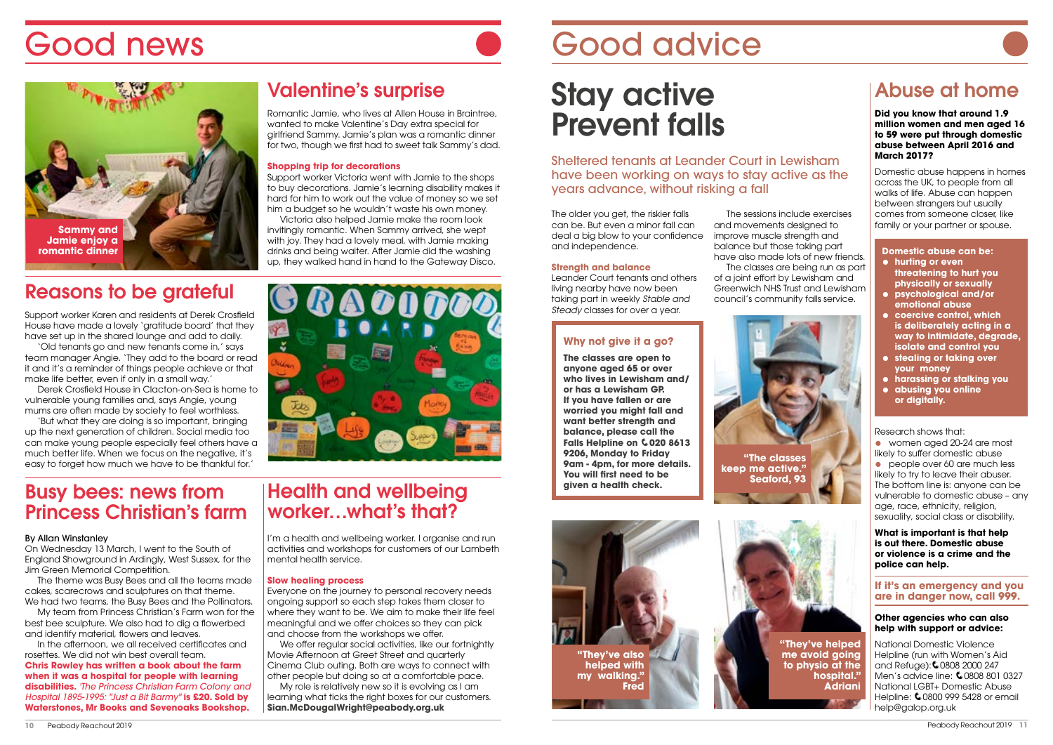# Good news

## Valentine's surprise

Sammy and Jamie enjoy a romantic dinner

Romantic Jamie, who lives at Allen House in Braintree, wanted to make Valentine's Day extra special for girlfriend Sammy. Jamie's plan was a romantic dinner for two, though we first had to sweet talk Sammy's dad.

### Shopping trip for decorations

Support worker Victoria went with Jamie to the shops to buy decorations. Jamie's learning disability makes it hard for him to work out the value of money so we set him a budget so he wouldn't waste his own money.

Victoria also helped Jamie make the room look invitingly romantic. When Sammy arrived, she wept with joy. They had a lovely meal, with Jamie making drinks and being waiter. After Jamie did the washing up, they walked hand in hand to the Gateway Disco.

## Reasons to be grateful

Support worker Karen and residents at Derek Crosfield House have made a lovely 'gratitude board' that they have set up in the shared lounge and add to daily.

'Old tenants go and new tenants come in,' says team manager Angie. 'They add to the board or read it and it's a reminder of things people achieve or that make life better, even if only in a small way.'

Derek Crosfield House in Clacton-on-Sea is home to vulnerable young families and, says Angie, young mums are often made by society to feel worthless.

'But what they are doing is so important, bringing up the next generation of children. Social media too can make young people especially feel others have a much better life. When we focus on the positive, it's easy to forget how much we have to be thankful for.'

## Busy bees: news from Princess Christian's farm

By Allan Winstanley

On Wednesday 13 March, I went to the South of England Showground in Ardingly, West Sussex, for the Jim Green Memorial Competition.

The theme was Busy Bees and all the teams made cakes, scarecrows and sculptures on that theme. We had two teams, the Busy Bees and the Pollinators.

My team from Princess Christian's Farm won for the best bee sculpture. We also had to dig a flowerbed and identify material, flowers and leaves.

In the afternoon, we all received certificates and rosettes. We did not win best overall team.

**Chris Rowley has written a book about the farm when it was a hospital for people with learning disabilities.** *The Princess Christian Farm Colony and Hospital 1895-1995: "Just a Bit Barmy"* **is £20. Sold by Waterstones, Mr Books and Sevenoaks Bookshop.**

## Health and wellbeing worker…what's that?

I'm a health and wellbeing worker. I organise and run activities and workshops for customers of our Lambeth mental health service.

### Slow healing process

Everyone on the journey to personal recovery needs ongoing support so each step takes them closer to where they want to be. We aim to make their life feel meaningful and we offer choices so they can pick and choose from the workshops we offer.

We offer regular social activities, like our fortnightly Movie Afternoon at Greet Street and quarterly Cinema Club outing. Both are ways to connect with other people but doing so at a comfortable pace.

My role is relatively new so it is evolving as I am learning what ticks the right boxes for our customers.
**Sian.McDougalWright@peabody.org.uk**

# Good advice

## Stay active Prevent falls

Sheltered tenants at Leander Court in Lewisham have been working on ways to stay active as the years advance, without risking a fall

The older you get, the riskier falls can be. But even a minor fall can deal a big blow to your confidence and independence.

### Strength and balance

Leander Court tenants and others living nearby have now been taking part in weekly *Stable and Steady* classes for over a year.

The sessions include exercises and movements designed to improve muscle strength and balance but those taking part have also made lots of new friends.

The classes are being run as part of a joint effort by Lewisham and Greenwich NHS Trust and Lewisham council's community falls service.

### Why not give it a go?

**The classes are open to anyone aged 65 or over who lives in Lewisham and/or has a Lewisham GP. If you have fallen or are worried you might fall and want better strength and balance, please call the Falls Helpline on 020 8613 9206, Monday to Friday 9am - 4pm, for more details. You will first need to be given a health check.**

"The classes keep me active." Seaford, 93

"They've also helped with my walking." Fred

"They've helped me avoid going to physio at the hospital." Adriani

## Abuse at home

**Did you know that around 1.9 million women and men aged 16 to 59 were put through domestic abuse between April 2016 and March 2017?**

Domestic abuse happens in homes across the UK, to people from all walks of life. Abuse can happen between strangers but usually comes from someone closer, like family or your partner or spouse.

**Domestic abuse can be:**

- **hurting or even threatening to hurt you physically or sexually**
- **psychological and/or emotional abuse**
- **coercive control, which is deliberately acting in a way to intimidate, degrade, isolate and control you**
- **stealing or taking over your money**
- **harassing or stalking you**
- **abusing you online or digitally.**

Research shows that:

- women aged 20-24 are most likely to suffer domestic abuse
- people over 60 are much less likely to try to leave their abuser.

The bottom line is: anyone can be vulnerable to domestic abuse – any age, race, ethnicity, religion, sexuality, social class or disability.

**What is important is that help is out there. Domestic abuse or violence is a crime and the police can help.**

**If it's an emergency and you are in danger now, call 999.**

**Other agencies who can also help with support or advice:**

National Domestic Violence Helpline (run with Women's Aid and Refuge): 0808 2000 247
Men's advice line: 0808 801 0327
National LGBT+ Domestic Abuse Helpline: 0800 999 5428 or email help@galop.org.uk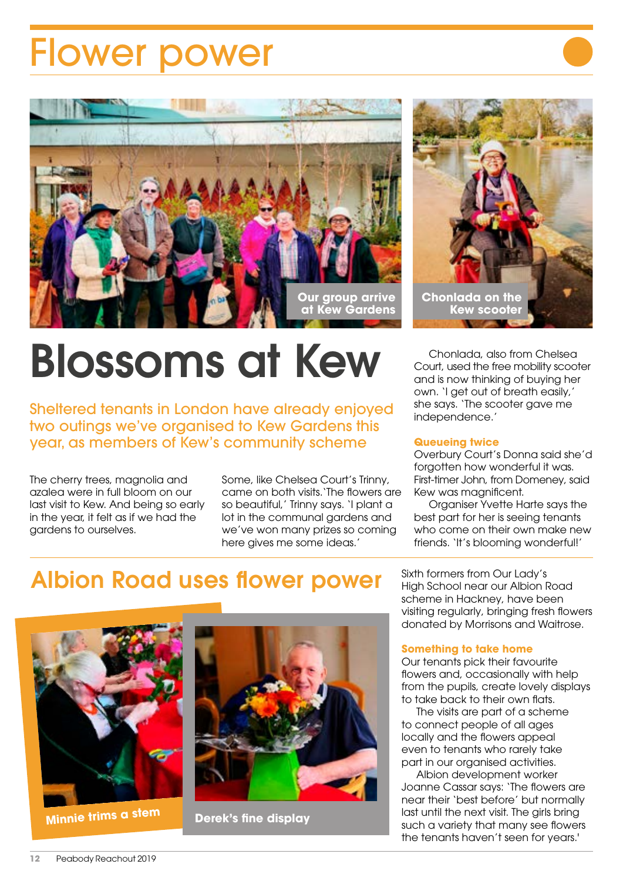# Flower power

Our group arrive at Kew Gardens

Chonlada on the Kew scooter

## Blossoms at Kew

Sheltered tenants in London have already enjoyed two outings we've organised to Kew Gardens this year, as members of Kew's community scheme

The cherry trees, magnolia and azalea were in full bloom on our last visit to Kew. And being so early in the year, it felt as if we had the gardens to ourselves.

Some, like Chelsea Court's Trinny, came on both visits. 'The flowers are so beautiful,' Trinny says. 'I plant a lot in the communal gardens and we've won many prizes so coming here gives me some ideas.'

Chonlada, also from Chelsea Court, used the free mobility scooter and is now thinking of buying her own. 'I get out of breath easily,' she says. 'The scooter gave me independence.'

### Queueing twice

Overbury Court's Donna said she'd forgotten how wonderful it was. First-timer John, from Domeney, said Kew was magnificent.

Organiser Yvette Harte says the best part for her is seeing tenants who come on their own make new friends. 'It's blooming wonderful!'

## Albion Road uses flower power

Minnie trims a stem

Derek's fine display

Sixth formers from Our Lady's High School near our Albion Road scheme in Hackney, have been visiting regularly, bringing fresh flowers donated by Morrisons and Waitrose.

### Something to take home

Our tenants pick their favourite flowers and, occasionally with help from the pupils, create lovely displays to take back to their own flats.

The visits are part of a scheme to connect people of all ages locally and the flowers appeal even to tenants who rarely take part in our organised activities.

Albion development worker Joanne Cassar says: 'The flowers are near their 'best before' but normally last until the next visit. The girls bring such a variety that many see flowers the tenants haven't seen for years.'